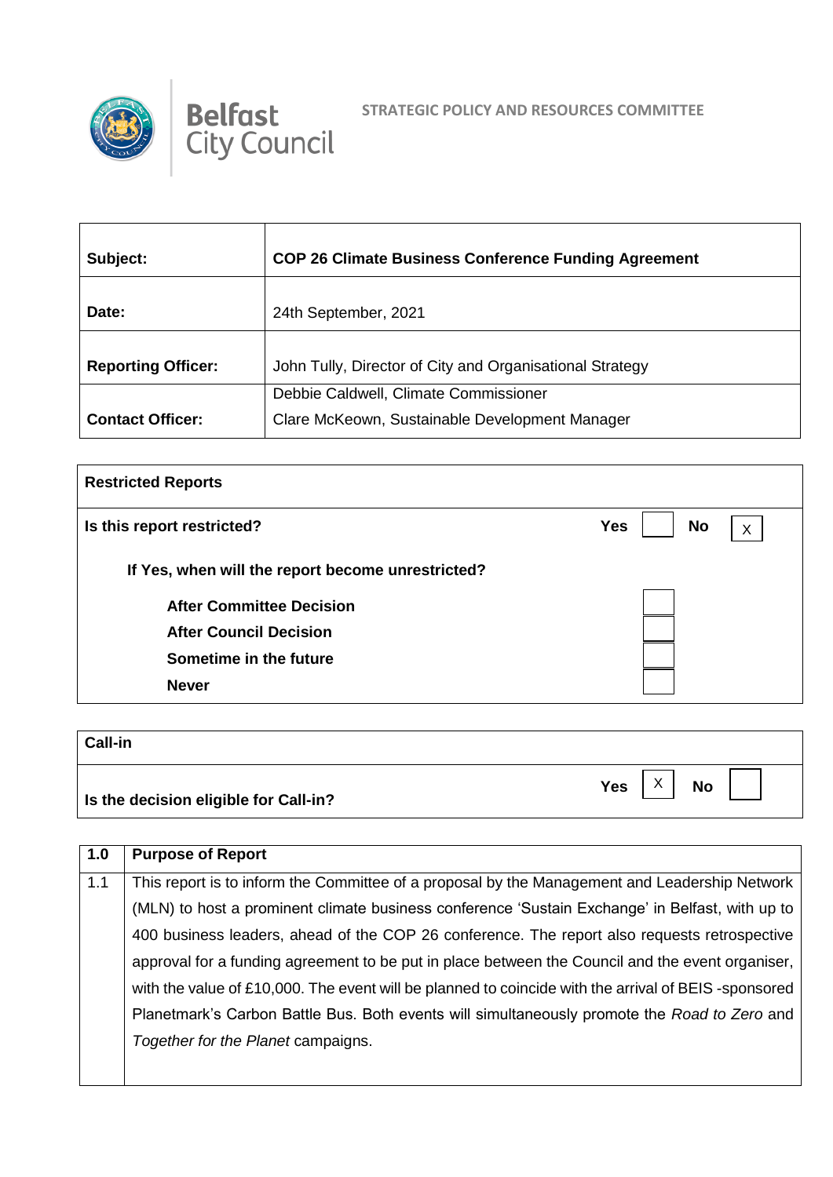Belfast City Council

**STRATEGIC POLICY AND RESOURCES COMMITTEE**

| | |
|---|---|
| **Subject:** | **COP 26 Climate Business Conference Funding Agreement** |
| **Date:** | 24th September, 2021 |
| **Reporting Officer:** | John Tully, Director of City and Organisational Strategy |
| **Contact Officer:** | Debbie Caldwell, Climate Commissioner<br>Clare McKeown, Sustainable Development Manager |

| **Restricted Reports** | | | | |
|---|---|---|---|---|
| **Is this report restricted?** | **Yes** | | **No** | X |
| **If Yes, when will the report become unrestricted?** | | | | |
| **After Committee Decision** | | | | |
| **After Council Decision** | | | | |
| **Sometime in the future** | | | | |
| **Never** | | | | |

| **Call-in** | | | | |
|---|---|---|---|---|
| **Is the decision eligible for Call-in?** | **Yes** | X | **No** | |

| **1.0** | **Purpose of Report** |
|---|---|
| 1.1 | This report is to inform the Committee of a proposal by the Management and Leadership Network (MLN) to host a prominent climate business conference 'Sustain Exchange' in Belfast, with up to 400 business leaders, ahead of the COP 26 conference. The report also requests retrospective approval for a funding agreement to be put in place between the Council and the event organiser, with the value of £10,000. The event will be planned to coincide with the arrival of BEIS -sponsored Planetmark's Carbon Battle Bus. Both events will simultaneously promote the *Road to Zero* and *Together for the Planet* campaigns. |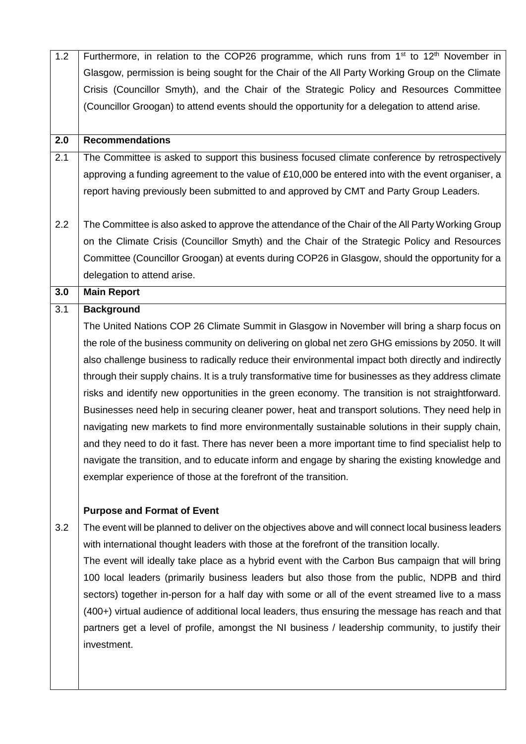| | |
|---|---|
| 1.2 | Furthermore, in relation to the COP26 programme, which runs from 1st to 12th November in Glasgow, permission is being sought for the Chair of the All Party Working Group on the Climate Crisis (Councillor Smyth), and the Chair of the Strategic Policy and Resources Committee (Councillor Groogan) to attend events should the opportunity for a delegation to attend arise. |
| **2.0** | **Recommendations** |
| 2.1 | The Committee is asked to support this business focused climate conference by retrospectively approving a funding agreement to the value of £10,000 be entered into with the event organiser, a report having previously been submitted to and approved by CMT and Party Group Leaders. |
| 2.2 | The Committee is also asked to approve the attendance of the Chair of the All Party Working Group on the Climate Crisis (Councillor Smyth) and the Chair of the Strategic Policy and Resources Committee (Councillor Groogan) at events during COP26 in Glasgow, should the opportunity for a delegation to attend arise. |
| **3.0** | **Main Report** |
| 3.1 | **Background**<br>The United Nations COP 26 Climate Summit in Glasgow in November will bring a sharp focus on the role of the business community on delivering on global net zero GHG emissions by 2050. It will also challenge business to radically reduce their environmental impact both directly and indirectly through their supply chains. It is a truly transformative time for businesses as they address climate risks and identify new opportunities in the green economy. The transition is not straightforward. Businesses need help in securing cleaner power, heat and transport solutions. They need help in navigating new markets to find more environmentally sustainable solutions in their supply chain, and they need to do it fast. There has never been a more important time to find specialist help to navigate the transition, and to educate inform and engage by sharing the existing knowledge and exemplar experience of those at the forefront of the transition. |
| | **Purpose and Format of Event** |
| 3.2 | The event will be planned to deliver on the objectives above and will connect local business leaders with international thought leaders with those at the forefront of the transition locally.<br>The event will ideally take place as a hybrid event with the Carbon Bus campaign that will bring 100 local leaders (primarily business leaders but also those from the public, NDPB and third sectors) together in-person for a half day with some or all of the event streamed live to a mass (400+) virtual audience of additional local leaders, thus ensuring the message has reach and that partners get a level of profile, amongst the NI business / leadership community, to justify their investment. |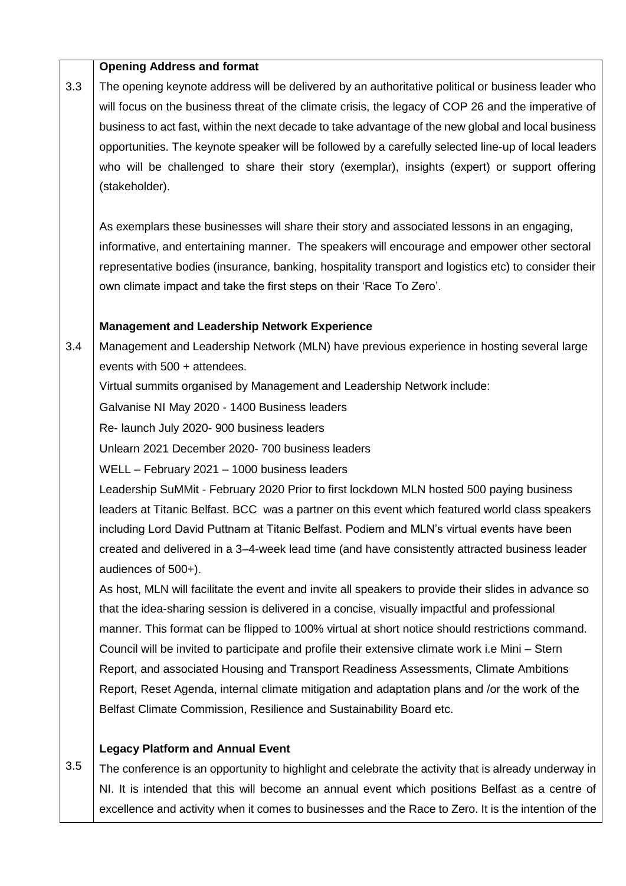**Opening Address and format**

3.3 The opening keynote address will be delivered by an authoritative political or business leader who will focus on the business threat of the climate crisis, the legacy of COP 26 and the imperative of business to act fast, within the next decade to take advantage of the new global and local business opportunities. The keynote speaker will be followed by a carefully selected line-up of local leaders who will be challenged to share their story (exemplar), insights (expert) or support offering (stakeholder).

As exemplars these businesses will share their story and associated lessons in an engaging, informative, and entertaining manner. The speakers will encourage and empower other sectoral representative bodies (insurance, banking, hospitality transport and logistics etc) to consider their own climate impact and take the first steps on their 'Race To Zero'.

**Management and Leadership Network Experience**

3.4 Management and Leadership Network (MLN) have previous experience in hosting several large events with 500 + attendees.

Virtual summits organised by Management and Leadership Network include:

Galvanise NI May 2020 - 1400 Business leaders

Re- launch July 2020- 900 business leaders

Unlearn 2021 December 2020- 700 business leaders

WELL – February 2021 – 1000 business leaders

Leadership SuMMit - February 2020 Prior to first lockdown MLN hosted 500 paying business leaders at Titanic Belfast. BCC was a partner on this event which featured world class speakers including Lord David Puttnam at Titanic Belfast. Podiem and MLN's virtual events have been created and delivered in a 3–4-week lead time (and have consistently attracted business leader audiences of 500+).

As host, MLN will facilitate the event and invite all speakers to provide their slides in advance so that the idea-sharing session is delivered in a concise, visually impactful and professional manner. This format can be flipped to 100% virtual at short notice should restrictions command. Council will be invited to participate and profile their extensive climate work i.e Mini – Stern Report, and associated Housing and Transport Readiness Assessments, Climate Ambitions Report, Reset Agenda, internal climate mitigation and adaptation plans and /or the work of the Belfast Climate Commission, Resilience and Sustainability Board etc.

**Legacy Platform and Annual Event**

3.5 The conference is an opportunity to highlight and celebrate the activity that is already underway in NI. It is intended that this will become an annual event which positions Belfast as a centre of excellence and activity when it comes to businesses and the Race to Zero. It is the intention of the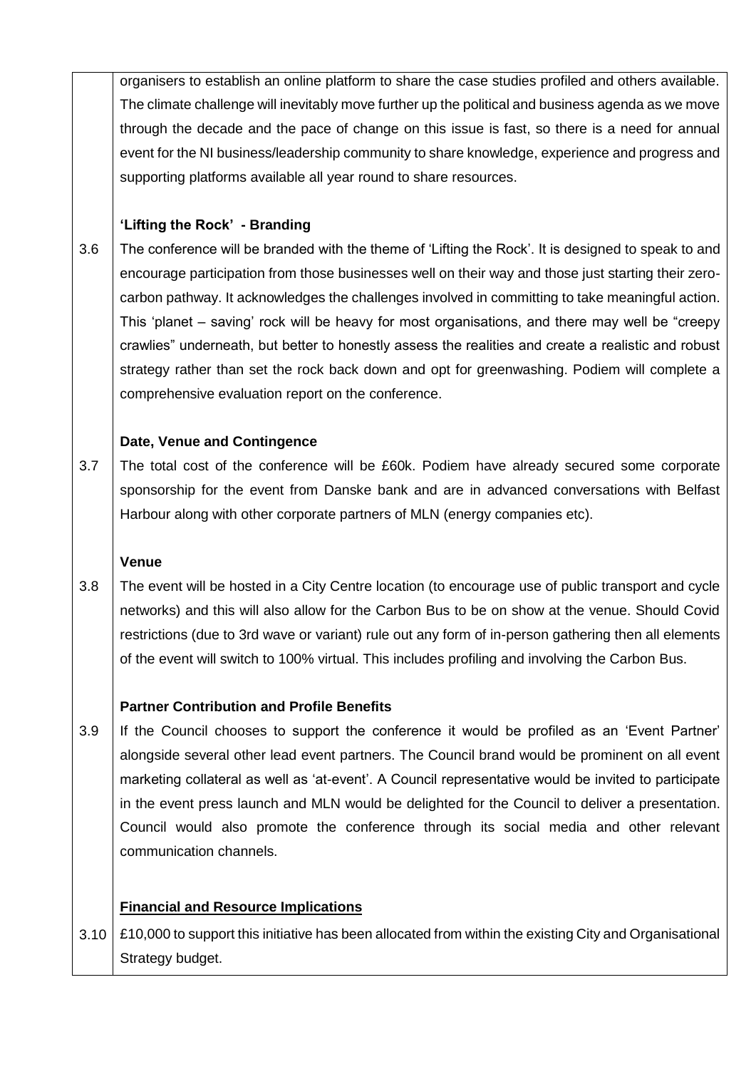organisers to establish an online platform to share the case studies profiled and others available. The climate challenge will inevitably move further up the political and business agenda as we move through the decade and the pace of change on this issue is fast, so there is a need for annual event for the NI business/leadership community to share knowledge, experience and progress and supporting platforms available all year round to share resources.

**'Lifting the Rock' - Branding**

3.6 The conference will be branded with the theme of 'Lifting the Rock'. It is designed to speak to and encourage participation from those businesses well on their way and those just starting their zero-carbon pathway. It acknowledges the challenges involved in committing to take meaningful action. This 'planet – saving' rock will be heavy for most organisations, and there may well be "creepy crawlies" underneath, but better to honestly assess the realities and create a realistic and robust strategy rather than set the rock back down and opt for greenwashing. Podiem will complete a comprehensive evaluation report on the conference.

**Date, Venue and Contingence**

3.7 The total cost of the conference will be £60k. Podiem have already secured some corporate sponsorship for the event from Danske bank and are in advanced conversations with Belfast Harbour along with other corporate partners of MLN (energy companies etc).

**Venue**

3.8 The event will be hosted in a City Centre location (to encourage use of public transport and cycle networks) and this will also allow for the Carbon Bus to be on show at the venue. Should Covid restrictions (due to 3rd wave or variant) rule out any form of in-person gathering then all elements of the event will switch to 100% virtual. This includes profiling and involving the Carbon Bus.

**Partner Contribution and Profile Benefits**

3.9 If the Council chooses to support the conference it would be profiled as an 'Event Partner' alongside several other lead event partners. The Council brand would be prominent on all event marketing collateral as well as 'at-event'. A Council representative would be invited to participate in the event press launch and MLN would be delighted for the Council to deliver a presentation. Council would also promote the conference through its social media and other relevant communication channels.

**Financial and Resource Implications**

3.10 £10,000 to support this initiative has been allocated from within the existing City and Organisational Strategy budget.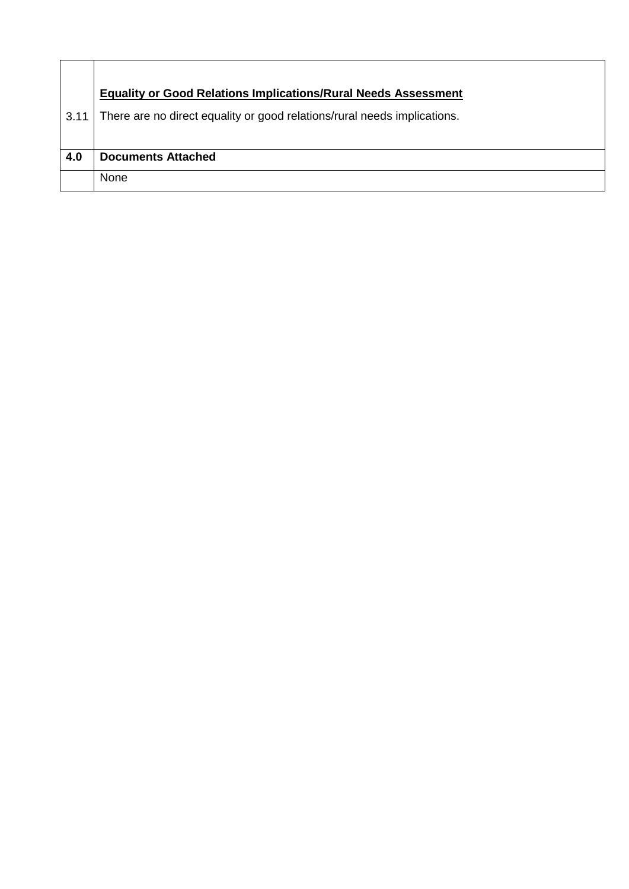| | |
|---|---|
| 3.11 | <u>**Equality or Good Relations Implications/Rural Needs Assessment**</u><br><br>There are no direct equality or good relations/rural needs implications. |
| **4.0** | **Documents Attached** |
| | None |